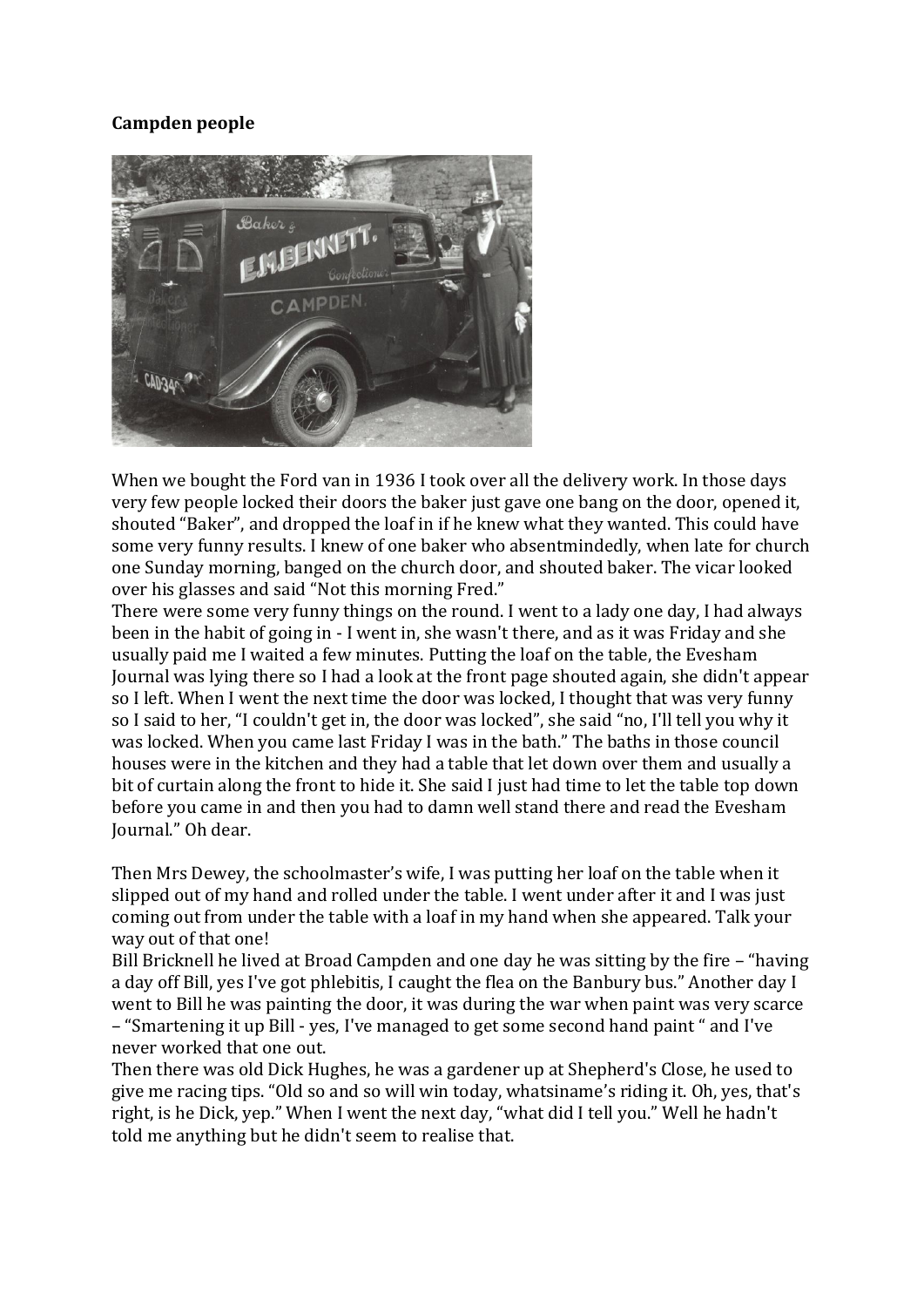**Campden people**

When we bought the Ford van in 1936 I took over all the delivery work. In those days very few people locked their doors the baker just gave one bang on the door, opened it, shouted "Baker", and dropped the loaf in if he knew what they wanted. This could have some very funny results. I knew of one baker who absentmindedly, when late for church one Sunday morning, banged on the church door, and shouted baker. The vicar looked over his glasses and said "Not this morning Fred."

There were some very funny things on the round. I went to a lady one day, I had always been in the habit of going in - I went in, she wasn't there, and as it was Friday and she usually paid me I waited a few minutes. Putting the loaf on the table, the Evesham Journal was lying there so I had a look at the front page shouted again, she didn't appear so I left. When I went the next time the door was locked, I thought that was very funny so I said to her, "I couldn't get in, the door was locked", she said "no, I'll tell you why it was locked. When you came last Friday I was in the bath." The baths in those council houses were in the kitchen and they had a table that let down over them and usually a bit of curtain along the front to hide it. She said I just had time to let the table top down before you came in and then you had to damn well stand there and read the Evesham Journal." Oh dear.

Then Mrs Dewey, the schoolmaster's wife, I was putting her loaf on the table when it slipped out of my hand and rolled under the table. I went under after it and I was just coming out from under the table with a loaf in my hand when she appeared. Talk your way out of that one!

Bill Bricknell he lived at Broad Campden and one day he was sitting by the fire – "having a day off Bill, yes I've got phlebitis, I caught the flea on the Banbury bus." Another day I went to Bill he was painting the door, it was during the war when paint was very scarce – "Smartening it up Bill - yes, I've managed to get some second hand paint " and I've never worked that one out.

Then there was old Dick Hughes, he was a gardener up at Shepherd's Close, he used to give me racing tips. "Old so and so will win today, whatsiname's riding it. Oh, yes, that's right, is he Dick, yep." When I went the next day, "what did I tell you." Well he hadn't told me anything but he didn't seem to realise that.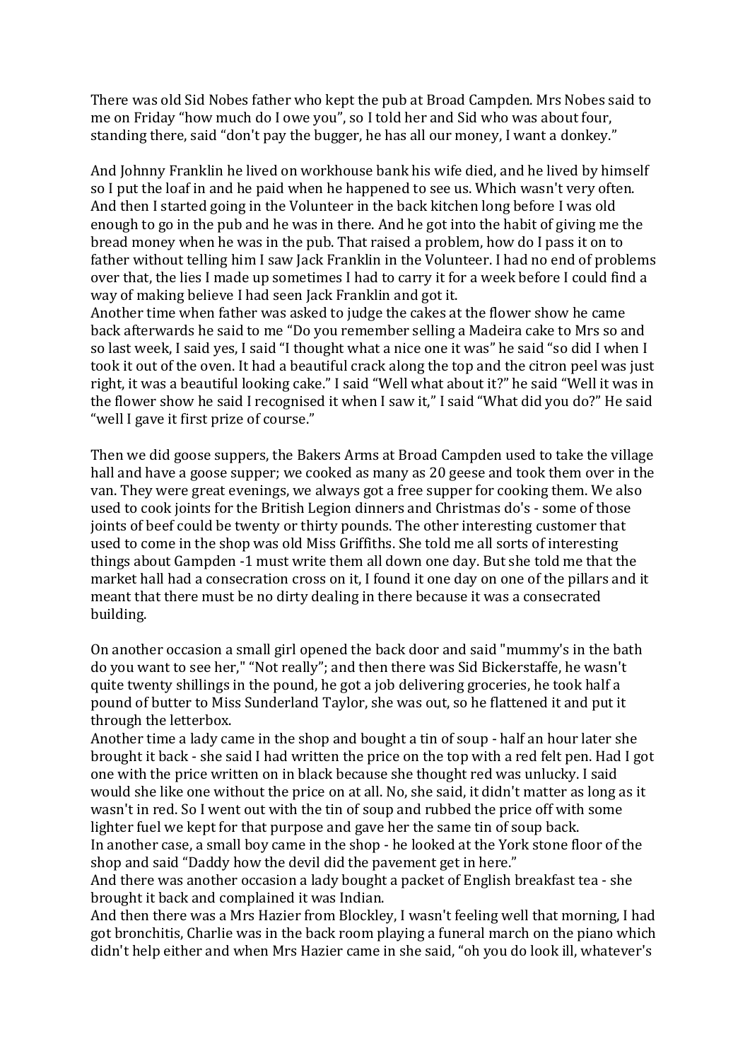There was old Sid Nobes father who kept the pub at Broad Campden. Mrs Nobes said to me on Friday "how much do I owe you", so I told her and Sid who was about four, standing there, said "don't pay the bugger, he has all our money, I want a donkey."

And Johnny Franklin he lived on workhouse bank his wife died, and he lived by himself so I put the loaf in and he paid when he happened to see us. Which wasn't very often. And then I started going in the Volunteer in the back kitchen long before I was old enough to go in the pub and he was in there. And he got into the habit of giving me the bread money when he was in the pub. That raised a problem, how do I pass it on to father without telling him I saw Jack Franklin in the Volunteer. I had no end of problems over that, the lies I made up sometimes I had to carry it for a week before I could find a way of making believe I had seen Jack Franklin and got it.
Another time when father was asked to judge the cakes at the flower show he came back afterwards he said to me "Do you remember selling a Madeira cake to Mrs so and so last week, I said yes, I said "I thought what a nice one it was" he said "so did I when I took it out of the oven. It had a beautiful crack along the top and the citron peel was just right, it was a beautiful looking cake." I said "Well what about it?" he said "Well it was in the flower show he said I recognised it when I saw it," I said "What did you do?" He said "well I gave it first prize of course."

Then we did goose suppers, the Bakers Arms at Broad Campden used to take the village hall and have a goose supper; we cooked as many as 20 geese and took them over in the van. They were great evenings, we always got a free supper for cooking them. We also used to cook joints for the British Legion dinners and Christmas do's - some of those joints of beef could be twenty or thirty pounds. The other interesting customer that used to come in the shop was old Miss Griffiths. She told me all sorts of interesting things about Gampden -1 must write them all down one day. But she told me that the market hall had a consecration cross on it, I found it one day on one of the pillars and it meant that there must be no dirty dealing in there because it was a consecrated building.

On another occasion a small girl opened the back door and said "mummy's in the bath do you want to see her," "Not really"; and then there was Sid Bickerstaffe, he wasn't quite twenty shillings in the pound, he got a job delivering groceries, he took half a pound of butter to Miss Sunderland Taylor, she was out, so he flattened it and put it through the letterbox.
Another time a lady came in the shop and bought a tin of soup - half an hour later she brought it back - she said I had written the price on the top with a red felt pen. Had I got one with the price written on in black because she thought red was unlucky. I said would she like one without the price on at all. No, she said, it didn't matter as long as it wasn't in red. So I went out with the tin of soup and rubbed the price off with some lighter fuel we kept for that purpose and gave her the same tin of soup back.
In another case, a small boy came in the shop - he looked at the York stone floor of the shop and said "Daddy how the devil did the pavement get in here."
And there was another occasion a lady bought a packet of English breakfast tea - she brought it back and complained it was Indian.
And then there was a Mrs Hazier from Blockley, I wasn't feeling well that morning, I had got bronchitis, Charlie was in the back room playing a funeral march on the piano which didn't help either and when Mrs Hazier came in she said, "oh you do look ill, whatever's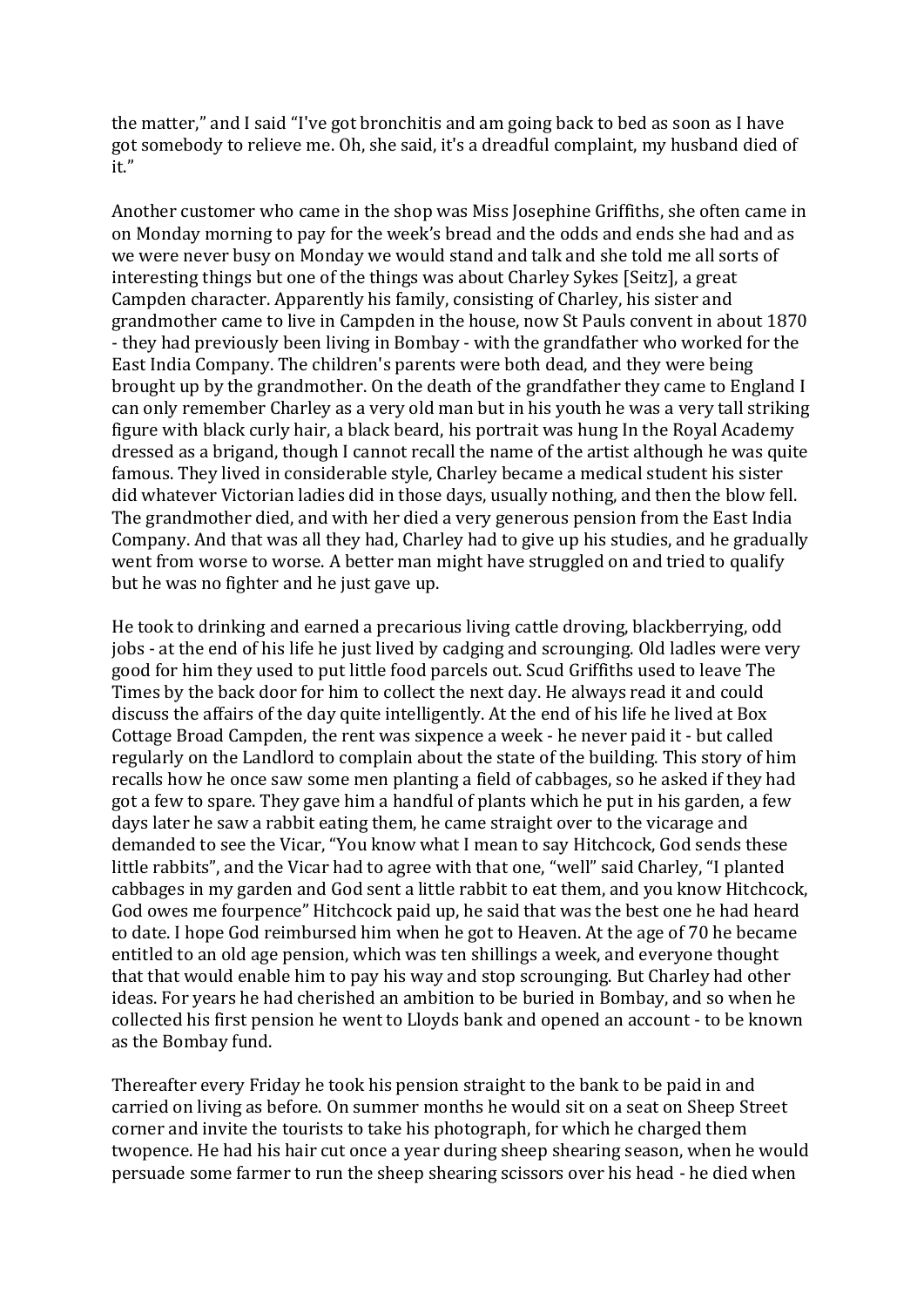the matter," and I said "I've got bronchitis and am going back to bed as soon as I have got somebody to relieve me. Oh, she said, it's a dreadful complaint, my husband died of it."

Another customer who came in the shop was Miss Josephine Griffiths, she often came in on Monday morning to pay for the week's bread and the odds and ends she had and as we were never busy on Monday we would stand and talk and she told me all sorts of interesting things but one of the things was about Charley Sykes [Seitz], a great Campden character. Apparently his family, consisting of Charley, his sister and grandmother came to live in Campden in the house, now St Pauls convent in about 1870 - they had previously been living in Bombay - with the grandfather who worked for the East India Company. The children's parents were both dead, and they were being brought up by the grandmother. On the death of the grandfather they came to England I can only remember Charley as a very old man but in his youth he was a very tall striking figure with black curly hair, a black beard, his portrait was hung In the Royal Academy dressed as a brigand, though I cannot recall the name of the artist although he was quite famous. They lived in considerable style, Charley became a medical student his sister did whatever Victorian ladies did in those days, usually nothing, and then the blow fell. The grandmother died, and with her died a very generous pension from the East India Company. And that was all they had, Charley had to give up his studies, and he gradually went from worse to worse. A better man might have struggled on and tried to qualify but he was no fighter and he just gave up.

He took to drinking and earned a precarious living cattle droving, blackberrying, odd jobs - at the end of his life he just lived by cadging and scrounging. Old ladles were very good for him they used to put little food parcels out. Scud Griffiths used to leave The Times by the back door for him to collect the next day. He always read it and could discuss the affairs of the day quite intelligently. At the end of his life he lived at Box Cottage Broad Campden, the rent was sixpence a week - he never paid it - but called regularly on the Landlord to complain about the state of the building. This story of him recalls how he once saw some men planting a field of cabbages, so he asked if they had got a few to spare. They gave him a handful of plants which he put in his garden, a few days later he saw a rabbit eating them, he came straight over to the vicarage and demanded to see the Vicar, "You know what I mean to say Hitchcock, God sends these little rabbits", and the Vicar had to agree with that one, "well" said Charley, "I planted cabbages in my garden and God sent a little rabbit to eat them, and you know Hitchcock, God owes me fourpence" Hitchcock paid up, he said that was the best one he had heard to date. I hope God reimbursed him when he got to Heaven. At the age of 70 he became entitled to an old age pension, which was ten shillings a week, and everyone thought that that would enable him to pay his way and stop scrounging. But Charley had other ideas. For years he had cherished an ambition to be buried in Bombay, and so when he collected his first pension he went to Lloyds bank and opened an account - to be known as the Bombay fund.

Thereafter every Friday he took his pension straight to the bank to be paid in and carried on living as before. On summer months he would sit on a seat on Sheep Street corner and invite the tourists to take his photograph, for which he charged them twopence. He had his hair cut once a year during sheep shearing season, when he would persuade some farmer to run the sheep shearing scissors over his head - he died when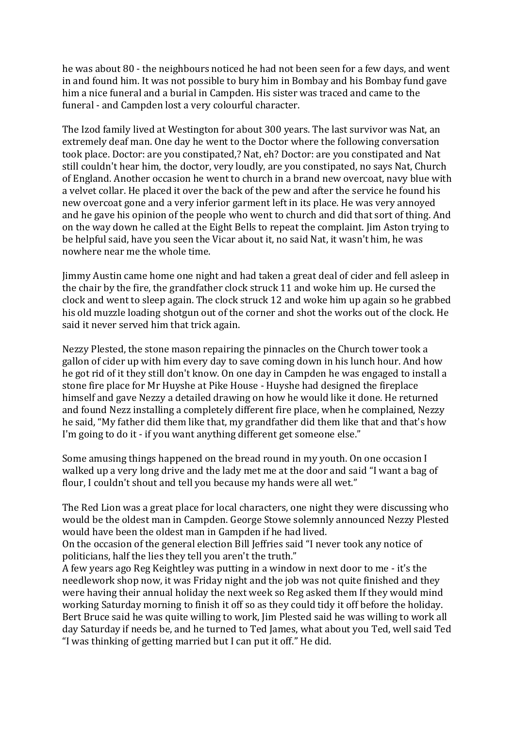he was about 80 - the neighbours noticed he had not been seen for a few days, and went in and found him. It was not possible to bury him in Bombay and his Bombay fund gave him a nice funeral and a burial in Campden. His sister was traced and came to the funeral - and Campden lost a very colourful character.

The Izod family lived at Westington for about 300 years. The last survivor was Nat, an extremely deaf man. One day he went to the Doctor where the following conversation took place. Doctor: are you constipated,? Nat, eh? Doctor: are you constipated and Nat still couldn't hear him, the doctor, very loudly, are you constipated, no says Nat, Church of England. Another occasion he went to church in a brand new overcoat, navy blue with a velvet collar. He placed it over the back of the pew and after the service he found his new overcoat gone and a very inferior garment left in its place. He was very annoyed and he gave his opinion of the people who went to church and did that sort of thing. And on the way down he called at the Eight Bells to repeat the complaint. Jim Aston trying to be helpful said, have you seen the Vicar about it, no said Nat, it wasn't him, he was nowhere near me the whole time.

Jimmy Austin came home one night and had taken a great deal of cider and fell asleep in the chair by the fire, the grandfather clock struck 11 and woke him up. He cursed the clock and went to sleep again. The clock struck 12 and woke him up again so he grabbed his old muzzle loading shotgun out of the corner and shot the works out of the clock. He said it never served him that trick again.

Nezzy Plested, the stone mason repairing the pinnacles on the Church tower took a gallon of cider up with him every day to save coming down in his lunch hour. And how he got rid of it they still don't know. On one day in Campden he was engaged to install a stone fire place for Mr Huyshe at Pike House - Huyshe had designed the fireplace himself and gave Nezzy a detailed drawing on how he would like it done. He returned and found Nezz installing a completely different fire place, when he complained, Nezzy he said, "My father did them like that, my grandfather did them like that and that's how I'm going to do it - if you want anything different get someone else."

Some amusing things happened on the bread round in my youth. On one occasion I walked up a very long drive and the lady met me at the door and said "I want a bag of flour, I couldn't shout and tell you because my hands were all wet."

The Red Lion was a great place for local characters, one night they were discussing who would be the oldest man in Campden. George Stowe solemnly announced Nezzy Plested would have been the oldest man in Gampden if he had lived.
On the occasion of the general election Bill Jeffries said "I never took any notice of politicians, half the lies they tell you aren't the truth."
A few years ago Reg Keightley was putting in a window in next door to me - it's the needlework shop now, it was Friday night and the job was not quite finished and they were having their annual holiday the next week so Reg asked them If they would mind working Saturday morning to finish it off so as they could tidy it off before the holiday. Bert Bruce said he was quite willing to work, Jim Plested said he was willing to work all day Saturday if needs be, and he turned to Ted James, what about you Ted, well said Ted "I was thinking of getting married but I can put it off." He did.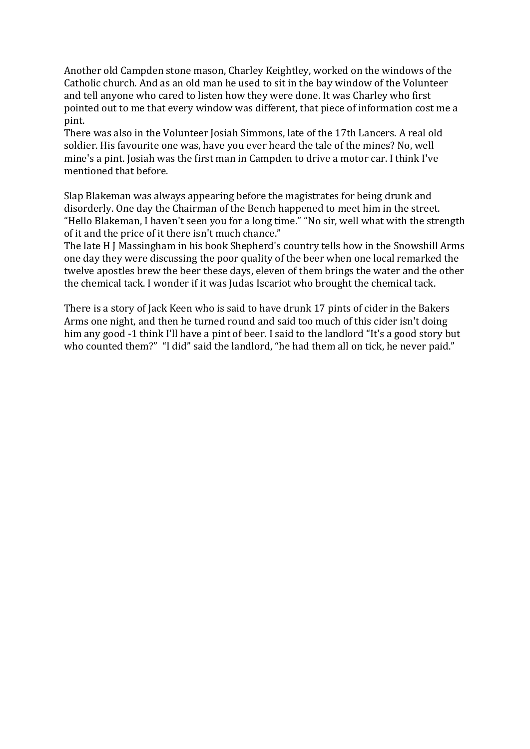Another old Campden stone mason, Charley Keightley, worked on the windows of the Catholic church. And as an old man he used to sit in the bay window of the Volunteer and tell anyone who cared to listen how they were done. It was Charley who first pointed out to me that every window was different, that piece of information cost me a pint.
There was also in the Volunteer Josiah Simmons, late of the 17th Lancers. A real old soldier. His favourite one was, have you ever heard the tale of the mines? No, well mine's a pint. Josiah was the first man in Campden to drive a motor car. I think I've mentioned that before.

Slap Blakeman was always appearing before the magistrates for being drunk and disorderly. One day the Chairman of the Bench happened to meet him in the street. “Hello Blakeman, I haven't seen you for a long time.” “No sir, well what with the strength of it and the price of it there isn't much chance.”
The late H J Massingham in his book Shepherd's country tells how in the Snowshill Arms one day they were discussing the poor quality of the beer when one local remarked the twelve apostles brew the beer these days, eleven of them brings the water and the other the chemical tack. I wonder if it was Judas Iscariot who brought the chemical tack.

There is a story of Jack Keen who is said to have drunk 17 pints of cider in the Bakers Arms one night, and then he turned round and said too much of this cider isn't doing him any good -1 think I'll have a pint of beer. I said to the landlord “It's a good story but who counted them?” “I did” said the landlord, “he had them all on tick, he never paid.”